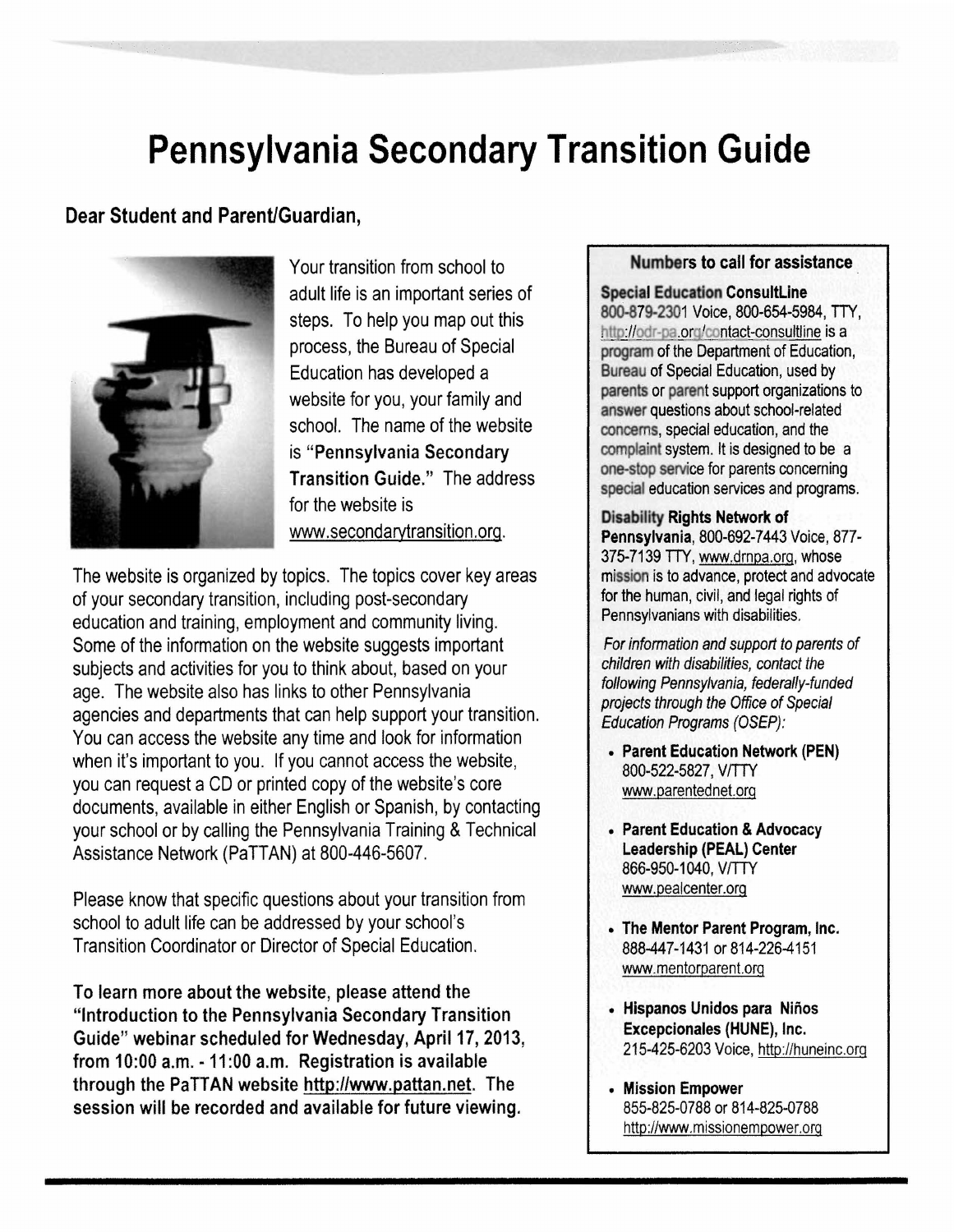# Pennsylvania Secondary Transition Guide

**Dear Student and Parent/Guardian,**

Your transition from school to adult life is an important series of steps. To help you map out this process, the Bureau of Special Education has developed a website for you, your family and school. The name of the website is "**Pennsylvania Secondary Transition Guide.**" The address for the website is www.secondarytransition.org.

The website is organized by topics. The topics cover key areas of your secondary transition, including post-secondary education and training, employment and community living. Some of the information on the website suggests important subjects and activities for you to think about, based on your age. The website also has links to other Pennsylvania agencies and departments that can help support your transition. You can access the website any time and look for information when it's important to you. If you cannot access the website, you can request a CD or printed copy of the website's core documents, available in either English or Spanish, by contacting your school or by calling the Pennsylvania Training & Technical Assistance Network (PaTTAN) at 800-446-5607.

Please know that specific questions about your transition from school to adult life can be addressed by your school's Transition Coordinator or Director of Special Education.

**To learn more about the website, please attend the "Introduction to the Pennsylvania Secondary Transition Guide" webinar scheduled for Wednesday, April 17, 2013, from 10:00 a.m. - 11:00 a.m. Registration is available through the PaTTAN website http://www.pattan.net. The session will be recorded and available for future viewing.**

### Numbers to call for assistance

**Special Education ConsultLine**
800-879-2301 Voice, 800-654-5984, TTY, http://odr-pa.org/contact-consultline is a program of the Department of Education, Bureau of Special Education, used by parents or parent support organizations to answer questions about school-related concerns, special education, and the complaint system. It is designed to be a one-stop service for parents concerning special education services and programs.

**Disability Rights Network of Pennsylvania**, 800-692-7443 Voice, 877-375-7139 TTY, www.drnpa.org, whose mission is to advance, protect and advocate for the human, civil, and legal rights of Pennsylvanians with disabilities.

*For information and support to parents of children with disabilities, contact the following Pennsylvania, federally-funded projects through the Office of Special Education Programs (OSEP):*

- **Parent Education Network (PEN)**
  800-522-5827, V/TTY
  www.parentednet.org
- **Parent Education & Advocacy Leadership (PEAL) Center**
  866-950-1040, V/TTY
  www.pealcenter.org
- **The Mentor Parent Program, Inc.**
  888-447-1431 or 814-226-4151
  www.mentorparent.org
- **Hispanos Unidos para Niños Excepcionales (HUNE), Inc.**
  215-425-6203 Voice, http://huneinc.org
- **Mission Empower**
  855-825-0788 or 814-825-0788
  http://www.missionempower.org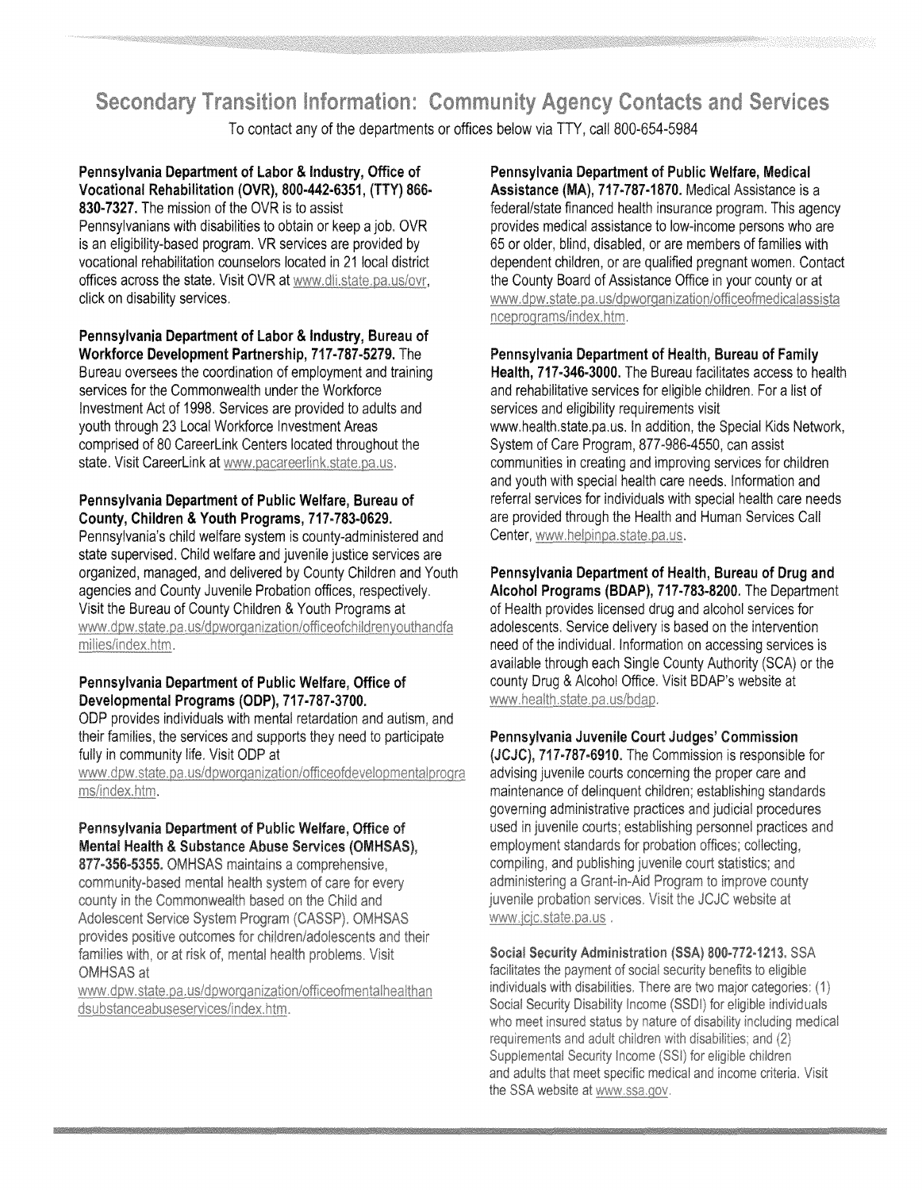# Secondary Transition Information: Community Agency Contacts and Services

To contact any of the departments or offices below via TTY, call 800-654-5984

**Pennsylvania Department of Labor & Industry, Office of Vocational Rehabilitation (OVR), 800-442-6351, (TTY) 866-830-7327.** The mission of the OVR is to assist Pennsylvanians with disabilities to obtain or keep a job. OVR is an eligibility-based program. VR services are provided by vocational rehabilitation counselors located in 21 local district offices across the state. Visit OVR at www.dli.state.pa.us/ovr, click on disability services.

**Pennsylvania Department of Labor & Industry, Bureau of Workforce Development Partnership, 717-787-5279.** The Bureau oversees the coordination of employment and training services for the Commonwealth under the Workforce Investment Act of 1998. Services are provided to adults and youth through 23 Local Workforce Investment Areas comprised of 80 CareerLink Centers located throughout the state. Visit CareerLink at www.pacareerlink.state.pa.us.

**Pennsylvania Department of Public Welfare, Bureau of County, Children & Youth Programs, 717-783-0629.** Pennsylvania's child welfare system is county-administered and state supervised. Child welfare and juvenile justice services are organized, managed, and delivered by County Children and Youth agencies and County Juvenile Probation offices, respectively. Visit the Bureau of County Children & Youth Programs at www.dpw.state.pa.us/dpworganization/officeofchildrenyouthandfamilies/index.htm.

**Pennsylvania Department of Public Welfare, Office of Developmental Programs (ODP), 717-787-3700.** ODP provides individuals with mental retardation and autism, and their families, the services and supports they need to participate fully in community life. Visit ODP at www.dpw.state.pa.us/dpworganization/officeofdevelopmentalprograms/index.htm.

**Pennsylvania Department of Public Welfare, Office of Mental Health & Substance Abuse Services (OMHSAS), 877-356-5355.** OMHSAS maintains a comprehensive, community-based mental health system of care for every county in the Commonwealth based on the Child and Adolescent Service System Program (CASSP). OMHSAS provides positive outcomes for children/adolescents and their families with, or at risk of, mental health problems. Visit OMHSAS at www.dpw.state.pa.us/dpworganization/officeofmentalhealthandsubstanceabuseservices/index.htm.

**Pennsylvania Department of Public Welfare, Medical Assistance (MA), 717-787-1870.** Medical Assistance is a federal/state financed health insurance program. This agency provides medical assistance to low-income persons who are 65 or older, blind, disabled, or are members of families with dependent children, or are qualified pregnant women. Contact the County Board of Assistance Office in your county or at www.dpw.state.pa.us/dpworganization/officeofmedicalassistanceprograms/index.htm.

**Pennsylvania Department of Health, Bureau of Family Health, 717-346-3000.** The Bureau facilitates access to health and rehabilitative services for eligible children. For a list of services and eligibility requirements visit www.health.state.pa.us. In addition, the Special Kids Network, System of Care Program, 877-986-4550, can assist communities in creating and improving services for children and youth with special health care needs. Information and referral services for individuals with special health care needs are provided through the Health and Human Services Call Center, www.helpinpa.state.pa.us.

**Pennsylvania Department of Health, Bureau of Drug and Alcohol Programs (BDAP), 717-783-8200.** The Department of Health provides licensed drug and alcohol services for adolescents. Service delivery is based on the intervention need of the individual. Information on accessing services is available through each Single County Authority (SCA) or the county Drug & Alcohol Office. Visit BDAP's website at www.health.state.pa.us/bdap.

**Pennsylvania Juvenile Court Judges' Commission (JCJC), 717-787-6910.** The Commission is responsible for advising juvenile courts concerning the proper care and maintenance of delinquent children; establishing standards governing administrative practices and judicial procedures used in juvenile courts; establishing personnel practices and employment standards for probation offices; collecting, compiling, and publishing juvenile court statistics; and administering a Grant-in-Aid Program to improve county juvenile probation services. Visit the JCJC website at www.jcjc.state.pa.us .

**Social Security Administration (SSA) 800-772-1213.** SSA facilitates the payment of social security benefits to eligible individuals with disabilities. There are two major categories: (1) Social Security Disability Income (SSDI) for eligible individuals who meet insured status by nature of disability including medical requirements and adult children with disabilities; and (2) Supplemental Security Income (SSI) for eligible children and adults that meet specific medical and income criteria. Visit the SSA website at www.ssa.gov.